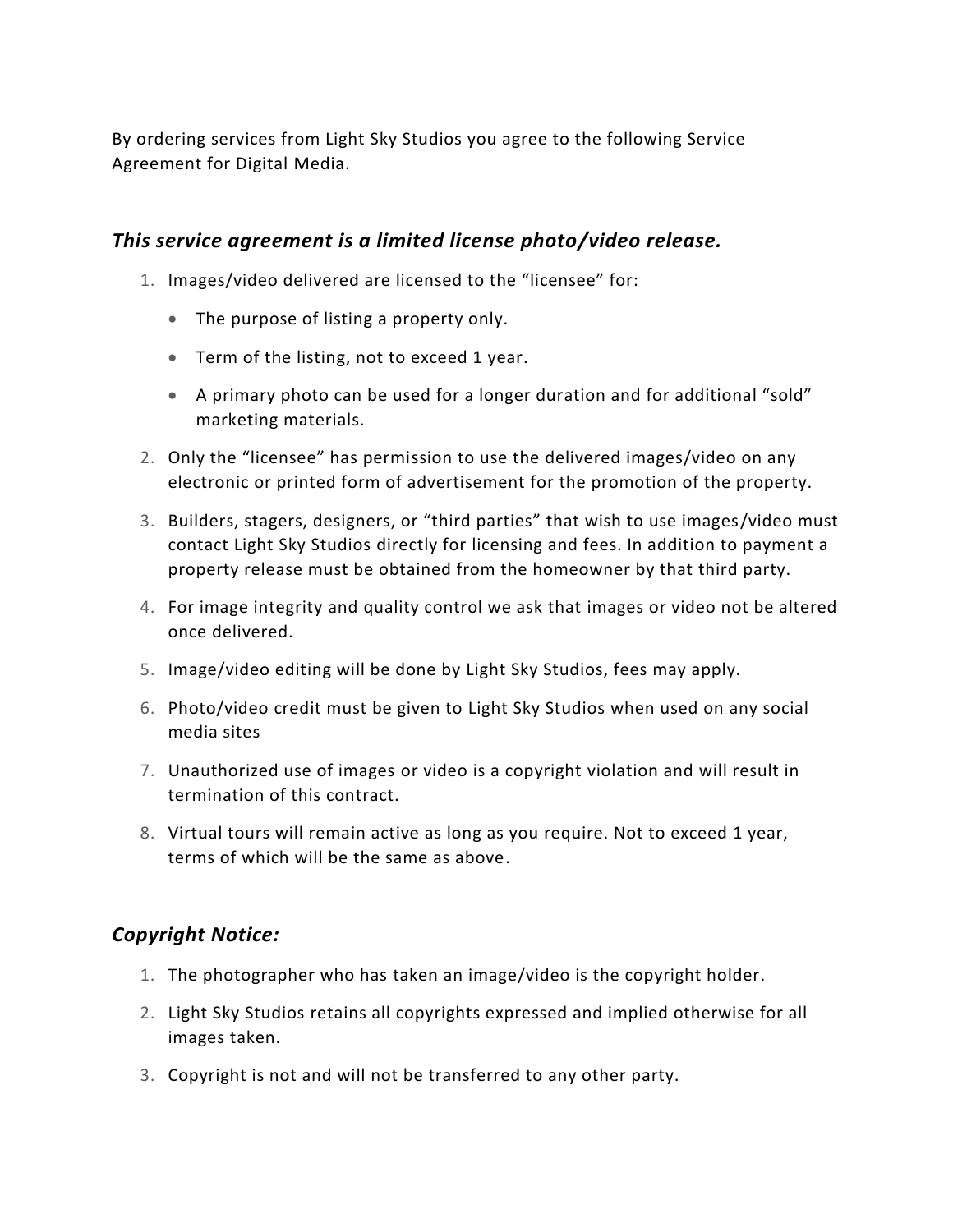By ordering services from Light Sky Studios you agree to the following Service Agreement for Digital Media.

## *This service agreement is a limited license photo/video release.*

1. Images/video delivered are licensed to the "licensee" for:
   - The purpose of listing a property only.
   - Term of the listing, not to exceed 1 year.
   - A primary photo can be used for a longer duration and for additional "sold" marketing materials.
2. Only the "licensee" has permission to use the delivered images/video on any electronic or printed form of advertisement for the promotion of the property.
3. Builders, stagers, designers, or "third parties" that wish to use images/video must contact Light Sky Studios directly for licensing and fees. In addition to payment a property release must be obtained from the homeowner by that third party.
4. For image integrity and quality control we ask that images or video not be altered once delivered.
5. Image/video editing will be done by Light Sky Studios, fees may apply.
6. Photo/video credit must be given to Light Sky Studios when used on any social media sites
7. Unauthorized use of images or video is a copyright violation and will result in termination of this contract.
8. Virtual tours will remain active as long as you require. Not to exceed 1 year, terms of which will be the same as above.

## *Copyright Notice:*

1. The photographer who has taken an image/video is the copyright holder.
2. Light Sky Studios retains all copyrights expressed and implied otherwise for all images taken.
3. Copyright is not and will not be transferred to any other party.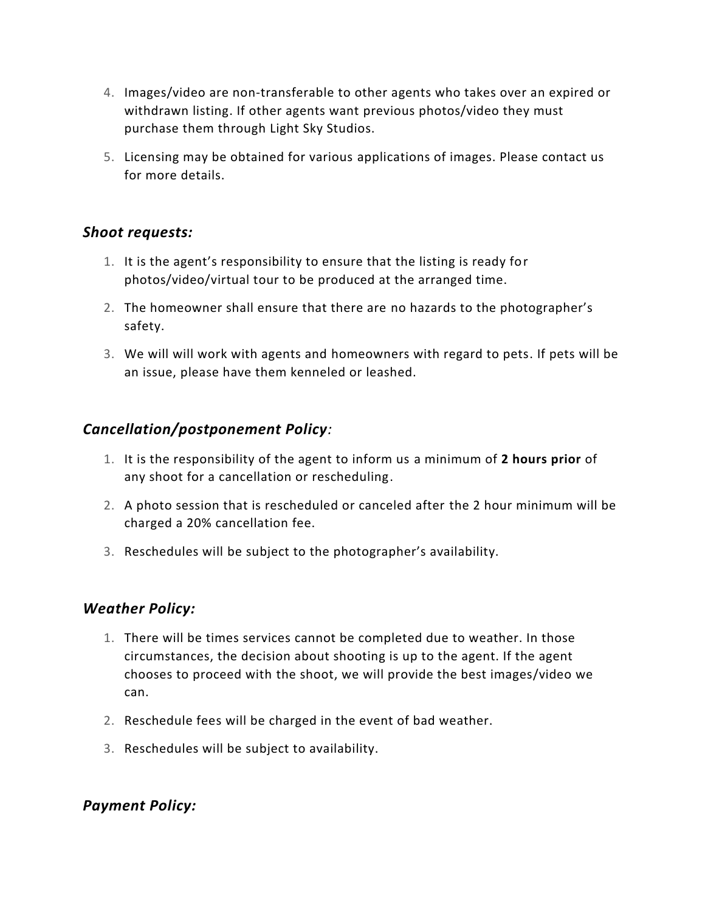4. Images/video are non-transferable to other agents who takes over an expired or withdrawn listing. If other agents want previous photos/video they must purchase them through Light Sky Studios.

5. Licensing may be obtained for various applications of images. Please contact us for more details.

### *Shoot requests:*

1. It is the agent's responsibility to ensure that the listing is ready for photos/video/virtual tour to be produced at the arranged time.

2. The homeowner shall ensure that there are no hazards to the photographer's safety.

3. We will will work with agents and homeowners with regard to pets. If pets will be an issue, please have them kenneled or leashed.

### *Cancellation/postponement Policy:*

1. It is the responsibility of the agent to inform us a minimum of **2 hours prior** of any shoot for a cancellation or rescheduling.

2. A photo session that is rescheduled or canceled after the 2 hour minimum will be charged a 20% cancellation fee.

3. Reschedules will be subject to the photographer's availability.

### *Weather Policy:*

1. There will be times services cannot be completed due to weather. In those circumstances, the decision about shooting is up to the agent. If the agent chooses to proceed with the shoot, we will provide the best images/video we can.

2. Reschedule fees will be charged in the event of bad weather.

3. Reschedules will be subject to availability.

### *Payment Policy:*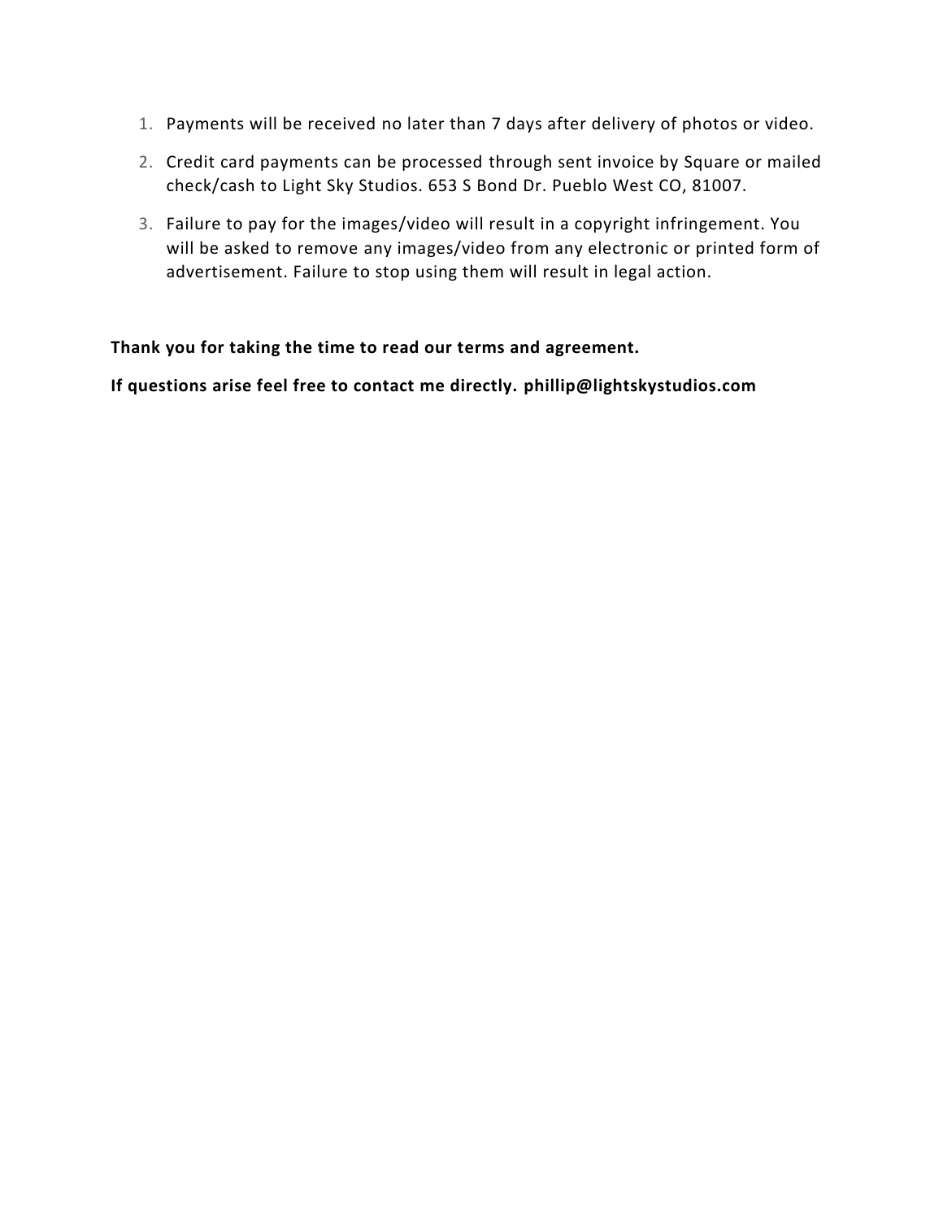1. Payments will be received no later than 7 days after delivery of photos or video.
2. Credit card payments can be processed through sent invoice by Square or mailed check/cash to Light Sky Studios. 653 S Bond Dr. Pueblo West CO, 81007.
3. Failure to pay for the images/video will result in a copyright infringement. You will be asked to remove any images/video from any electronic or printed form of advertisement. Failure to stop using them will result in legal action.

**Thank you for taking the time to read our terms and agreement.**

**If questions arise feel free to contact me directly. phillip@lightskystudios.com**